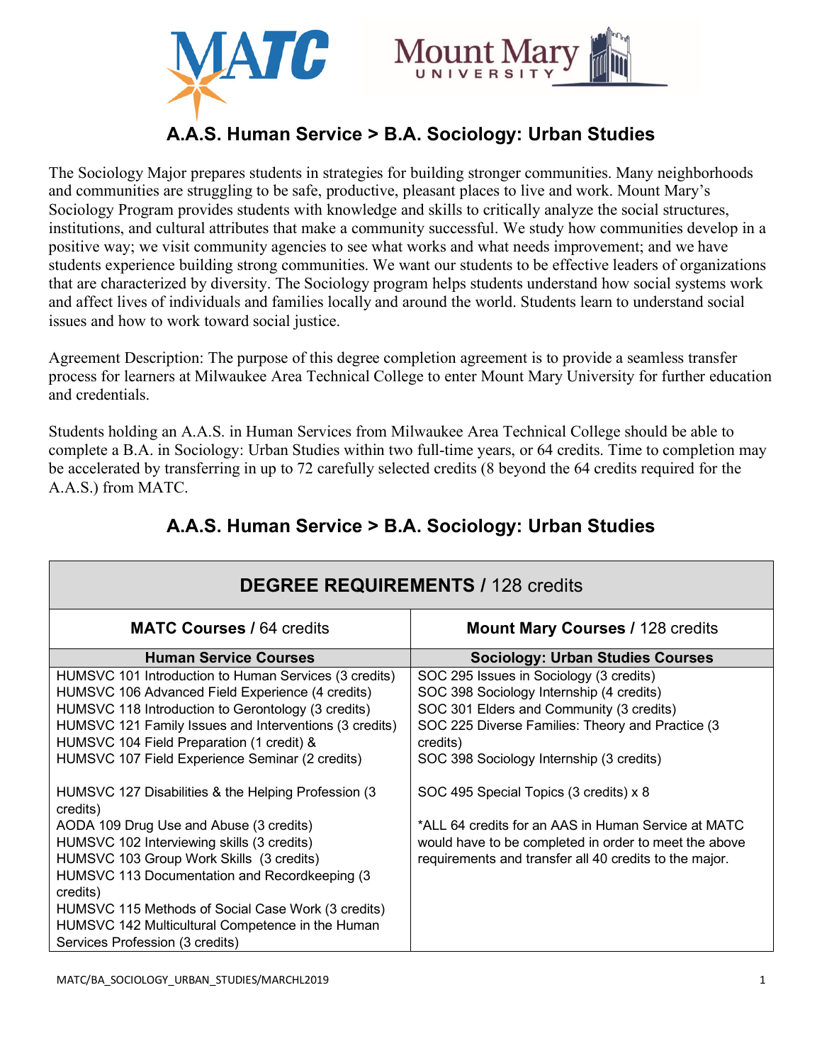# A.A.S. Human Service > B.A. Sociology: Urban Studies

The Sociology Major prepares students in strategies for building stronger communities. Many neighborhoods and communities are struggling to be safe, productive, pleasant places to live and work. Mount Mary's Sociology Program provides students with knowledge and skills to critically analyze the social structures, institutions, and cultural attributes that make a community successful. We study how communities develop in a positive way; we visit community agencies to see what works and what needs improvement; and we have students experience building strong communities. We want our students to be effective leaders of organizations that are characterized by diversity. The Sociology program helps students understand how social systems work and affect lives of individuals and families locally and around the world. Students learn to understand social issues and how to work toward social justice.

Agreement Description: The purpose of this degree completion agreement is to provide a seamless transfer process for learners at Milwaukee Area Technical College to enter Mount Mary University for further education and credentials.

Students holding an A.A.S. in Human Services from Milwaukee Area Technical College should be able to complete a B.A. in Sociology: Urban Studies within two full-time years, or 64 credits. Time to completion may be accelerated by transferring in up to 72 carefully selected credits (8 beyond the 64 credits required for the A.A.S.) from MATC.

## A.A.S. Human Service > B.A. Sociology: Urban Studies

| **DEGREE REQUIREMENTS /** 128 credits | |
|---|---|
| **MATC Courses /** 64 credits | **Mount Mary Courses /** 128 credits |
| **Human Service Courses** | **Sociology: Urban Studies Courses** |
| HUMSVC 101 Introduction to Human Services (3 credits)<br>HUMSVC 106 Advanced Field Experience (4 credits)<br>HUMSVC 118 Introduction to Gerontology (3 credits)<br>HUMSVC 121 Family Issues and Interventions (3 credits)<br>HUMSVC 104 Field Preparation (1 credit) &<br>HUMSVC 107 Field Experience Seminar (2 credits) | SOC 295 Issues in Sociology (3 credits)<br>SOC 398 Sociology Internship (4 credits)<br>SOC 301 Elders and Community (3 credits)<br>SOC 225 Diverse Families: Theory and Practice (3 credits)<br>SOC 398 Sociology Internship (3 credits) |
| HUMSVC 127 Disabilities & the Helping Profession (3 credits)<br>AODA 109 Drug Use and Abuse (3 credits)<br>HUMSVC 102 Interviewing skills (3 credits)<br>HUMSVC 103 Group Work Skills (3 credits)<br>HUMSVC 113 Documentation and Recordkeeping (3 credits)<br>HUMSVC 115 Methods of Social Case Work (3 credits)<br>HUMSVC 142 Multicultural Competence in the Human Services Profession (3 credits) | SOC 495 Special Topics (3 credits) x 8<br><br>*ALL 64 credits for an AAS in Human Service at MATC would have to be completed in order to meet the above requirements and transfer all 40 credits to the major. |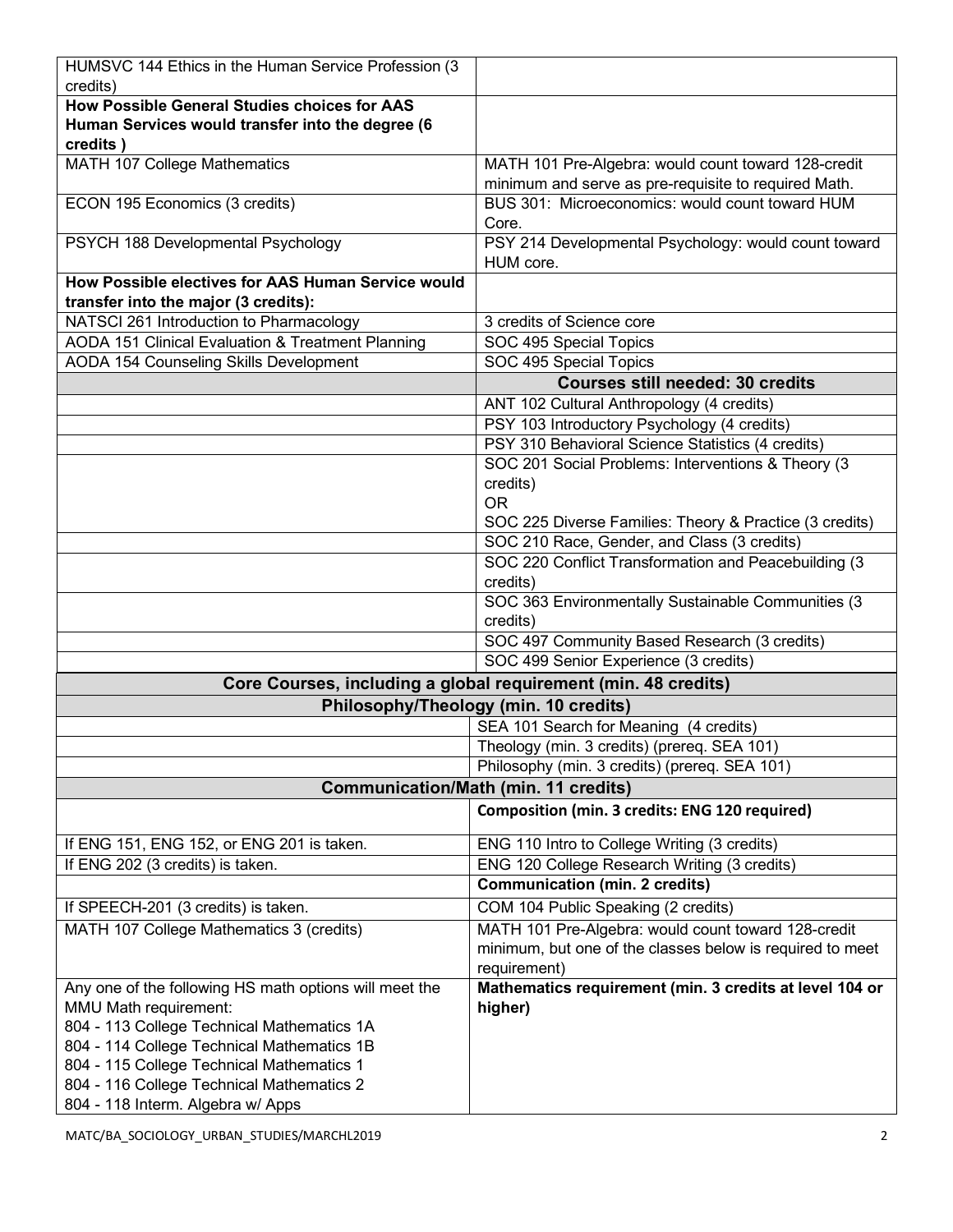| | |
|---|---|
| HUMSVC 144 Ethics in the Human Service Profession (3 credits) | |
| **How Possible General Studies choices for AAS Human Services would transfer into the degree (6 credits )** | |
| MATH 107 College Mathematics | MATH 101 Pre-Algebra: would count toward 128-credit minimum and serve as pre-requisite to required Math. |
| ECON 195 Economics (3 credits) | BUS 301: Microeconomics: would count toward HUM Core. |
| PSYCH 188 Developmental Psychology | PSY 214 Developmental Psychology: would count toward HUM core. |
| **How Possible electives for AAS Human Service would transfer into the major (3 credits):** | |
| NATSCI 261 Introduction to Pharmacology | 3 credits of Science core |
| AODA 151 Clinical Evaluation & Treatment Planning | SOC 495 Special Topics |
| AODA 154 Counseling Skills Development | SOC 495 Special Topics |
| | **Courses still needed: 30 credits** |
| | ANT 102 Cultural Anthropology (4 credits) |
| | PSY 103 Introductory Psychology (4 credits) |
| | PSY 310 Behavioral Science Statistics (4 credits) |
| | SOC 201 Social Problems: Interventions & Theory (3 credits) OR SOC 225 Diverse Families: Theory & Practice (3 credits) |
| | SOC 210 Race, Gender, and Class (3 credits) |
| | SOC 220 Conflict Transformation and Peacebuilding (3 credits) |
| | SOC 363 Environmentally Sustainable Communities (3 credits) |
| | SOC 497 Community Based Research (3 credits) |
| | SOC 499 Senior Experience (3 credits) |
| **Core Courses, including a global requirement (min. 48 credits)** | |
| **Philosophy/Theology (min. 10 credits)** | |
| | SEA 101 Search for Meaning (4 credits) |
| | Theology (min. 3 credits) (prereq. SEA 101) |
| | Philosophy (min. 3 credits) (prereq. SEA 101) |
| **Communication/Math (min. 11 credits)** | |
| | **Composition (min. 3 credits: ENG 120 required)** |
| If ENG 151, ENG 152, or ENG 201 is taken. | ENG 110 Intro to College Writing (3 credits) |
| If ENG 202 (3 credits) is taken. | ENG 120 College Research Writing (3 credits) |
| | **Communication (min. 2 credits)** |
| If SPEECH-201 (3 credits) is taken. | COM 104 Public Speaking (2 credits) |
| MATH 107 College Mathematics 3 (credits) | MATH 101 Pre-Algebra: would count toward 128-credit minimum, but one of the classes below is required to meet requirement) |
| Any one of the following HS math options will meet the MMU Math requirement:<br>804 - 113 College Technical Mathematics 1A<br>804 - 114 College Technical Mathematics 1B<br>804 - 115 College Technical Mathematics 1<br>804 - 116 College Technical Mathematics 2<br>804 - 118 Interm. Algebra w/ Apps | **Mathematics requirement (min. 3 credits at level 104 or higher)** |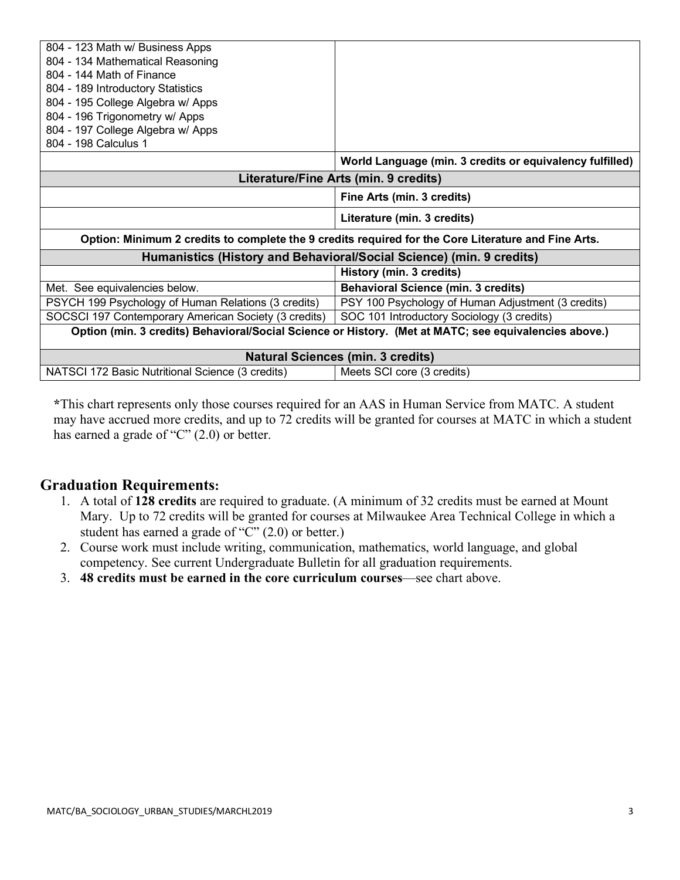| | |
|---|---|
| 804 - 123 Math w/ Business Apps<br>804 - 134 Mathematical Reasoning<br>804 - 144 Math of Finance<br>804 - 189 Introductory Statistics<br>804 - 195 College Algebra w/ Apps<br>804 - 196 Trigonometry w/ Apps<br>804 - 197 College Algebra w/ Apps<br>804 - 198 Calculus 1 | |
| | **World Language (min. 3 credits or equivalency fulfilled)** |
| **Literature/Fine Arts (min. 9 credits)** | |
| | **Fine Arts (min. 3 credits)** |
| | **Literature (min. 3 credits)** |
| **Option: Minimum 2 credits to complete the 9 credits required for the Core Literature and Fine Arts.** | |
| **Humanistics (History and Behavioral/Social Science) (min. 9 credits)** | |
| | **History (min. 3 credits)** |
| Met. See equivalencies below. | **Behavioral Science (min. 3 credits)** |
| PSYCH 199 Psychology of Human Relations (3 credits) | PSY 100 Psychology of Human Adjustment (3 credits) |
| SOCSCI 197 Contemporary American Society (3 credits) | SOC 101 Introductory Sociology (3 credits) |
| **Option (min. 3 credits) Behavioral/Social Science or History. (Met at MATC; see equivalencies above.)** | |
| **Natural Sciences (min. 3 credits)** | |
| NATSCI 172 Basic Nutritional Science (3 credits) | Meets SCI core (3 credits) |

**\***This chart represents only those courses required for an AAS in Human Service from MATC. A student may have accrued more credits, and up to 72 credits will be granted for courses at MATC in which a student has earned a grade of "C" (2.0) or better.

## Graduation Requirements:

1. A total of **128 credits** are required to graduate. (A minimum of 32 credits must be earned at Mount Mary. Up to 72 credits will be granted for courses at Milwaukee Area Technical College in which a student has earned a grade of "C" (2.0) or better.)
2. Course work must include writing, communication, mathematics, world language, and global competency. See current Undergraduate Bulletin for all graduation requirements.
3. **48 credits must be earned in the core curriculum courses**—see chart above.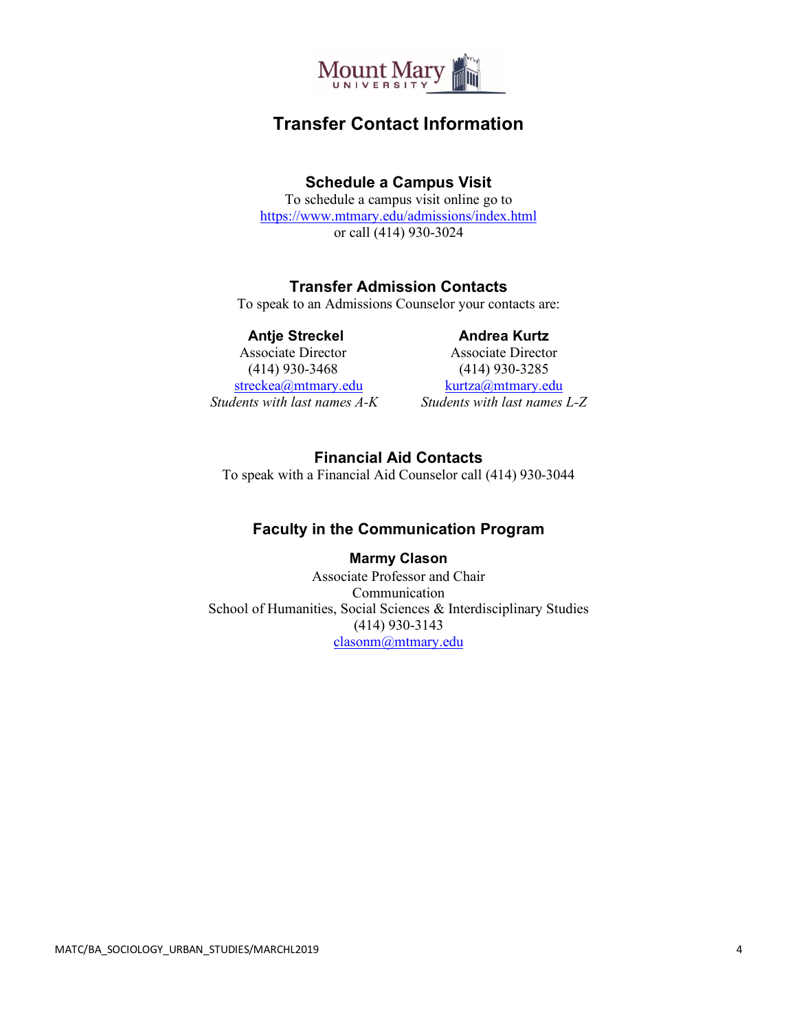# Transfer Contact Information

## Schedule a Campus Visit

To schedule a campus visit online go to
https://www.mtmary.edu/admissions/index.html
or call (414) 930-3024

## Transfer Admission Contacts

To speak to an Admissions Counselor your contacts are:

**Antje Streckel**
Associate Director
(414) 930-3468
streckea@mtmary.edu
*Students with last names A-K*

**Andrea Kurtz**
Associate Director
(414) 930-3285
kurtza@mtmary.edu
*Students with last names L-Z*

## Financial Aid Contacts

To speak with a Financial Aid Counselor call (414) 930-3044

## Faculty in the Communication Program

**Marmy Clason**
Associate Professor and Chair
Communication
School of Humanities, Social Sciences & Interdisciplinary Studies
(414) 930-3143
clasonm@mtmary.edu